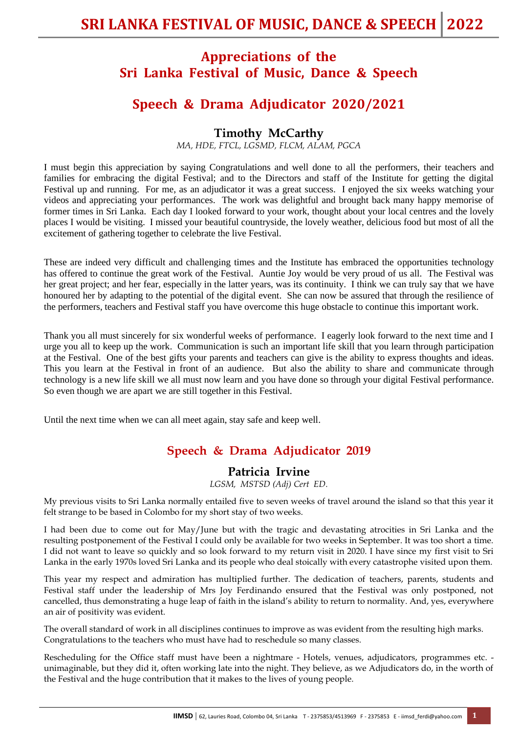# Appreciations of the Sri Lanka Festival of Music, Dance & Speech

## Speech & Drama Adjudicator 2020/2021

### Timothy McCarthy

*MA, HDE, FTCL, LGSMD, FLCM, ALAM, PGCA*

I must begin this appreciation by saying Congratulations and well done to all the performers, their teachers and families for embracing the digital Festival; and to the Directors and staff of the Institute for getting the digital Festival up and running. For me, as an adjudicator it was a great success. I enjoyed the six weeks watching your videos and appreciating your performances. The work was delightful and brought back many happy memorise of former times in Sri Lanka. Each day I looked forward to your work, thought about your local centres and the lovely places I would be visiting. I missed your beautiful countryside, the lovely weather, delicious food but most of all the excitement of gathering together to celebrate the live Festival.

These are indeed very difficult and challenging times and the Institute has embraced the opportunities technology has offered to continue the great work of the Festival. Auntie Joy would be very proud of us all. The Festival was her great project; and her fear, especially in the latter years, was its continuity. I think we can truly say that we have honoured her by adapting to the potential of the digital event. She can now be assured that through the resilience of the performers, teachers and Festival staff you have overcome this huge obstacle to continue this important work.

Thank you all must sincerely for six wonderful weeks of performance. I eagerly look forward to the next time and I urge you all to keep up the work. Communication is such an important life skill that you learn through participation at the Festival. One of the best gifts your parents and teachers can give is the ability to express thoughts and ideas. This you learn at the Festival in front of an audience. But also the ability to share and communicate through technology is a new life skill we all must now learn and you have done so through your digital Festival performance. So even though we are apart we are still together in this Festival.

Until the next time when we can all meet again, stay safe and keep well.

## Speech & Drama Adjudicator 2019

### Patricia Irvine

*LGSM, MSTSD (Adj) Cert ED.*

My previous visits to Sri Lanka normally entailed five to seven weeks of travel around the island so that this year it felt strange to be based in Colombo for my short stay of two weeks.

I had been due to come out for May/June but with the tragic and devastating atrocities in Sri Lanka and the resulting postponement of the Festival I could only be available for two weeks in September. It was too short a time. I did not want to leave so quickly and so look forward to my return visit in 2020. I have since my first visit to Sri Lanka in the early 1970s loved Sri Lanka and its people who deal stoically with every catastrophe visited upon them.

This year my respect and admiration has multiplied further. The dedication of teachers, parents, students and Festival staff under the leadership of Mrs Joy Ferdinando ensured that the Festival was only postponed, not cancelled, thus demonstrating a huge leap of faith in the island's ability to return to normality. And, yes, everywhere an air of positivity was evident.

The overall standard of work in all disciplines continues to improve as was evident from the resulting high marks. Congratulations to the teachers who must have had to reschedule so many classes.

Rescheduling for the Office staff must have been a nightmare - Hotels, venues, adjudicators, programmes etc. - unimaginable, but they did it, often working late into the night. They believe, as we Adjudicators do, in the worth of the Festival and the huge contribution that it makes to the lives of young people.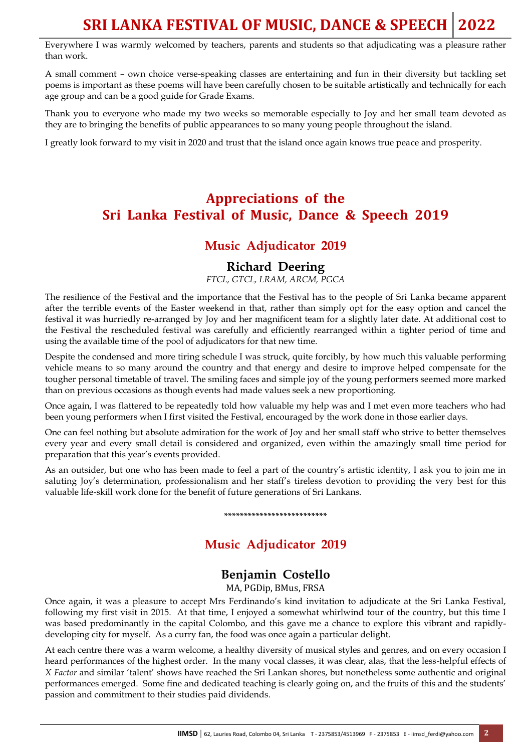Everywhere I was warmly welcomed by teachers, parents and students so that adjudicating was a pleasure rather than work.

A small comment – own choice verse-speaking classes are entertaining and fun in their diversity but tackling set poems is important as these poems will have been carefully chosen to be suitable artistically and technically for each age group and can be a good guide for Grade Exams.

Thank you to everyone who made my two weeks so memorable especially to Joy and her small team devoted as they are to bringing the benefits of public appearances to so many young people throughout the island.

I greatly look forward to my visit in 2020 and trust that the island once again knows true peace and prosperity.

# Appreciations of the Sri Lanka Festival of Music, Dance & Speech 2019

## Music Adjudicator 2019

### Richard Deering

*FTCL, GTCL, LRAM, ARCM, PGCA*

The resilience of the Festival and the importance that the Festival has to the people of Sri Lanka became apparent after the terrible events of the Easter weekend in that, rather than simply opt for the easy option and cancel the festival it was hurriedly re-arranged by Joy and her magnificent team for a slightly later date. At additional cost to the Festival the rescheduled festival was carefully and efficiently rearranged within a tighter period of time and using the available time of the pool of adjudicators for that new time.

Despite the condensed and more tiring schedule I was struck, quite forcibly, by how much this valuable performing vehicle means to so many around the country and that energy and desire to improve helped compensate for the tougher personal timetable of travel. The smiling faces and simple joy of the young performers seemed more marked than on previous occasions as though events had made values seek a new proportioning.

Once again, I was flattered to be repeatedly told how valuable my help was and I met even more teachers who had been young performers when I first visited the Festival, encouraged by the work done in those earlier days.

One can feel nothing but absolute admiration for the work of Joy and her small staff who strive to better themselves every year and every small detail is considered and organized, even within the amazingly small time period for preparation that this year's events provided.

As an outsider, but one who has been made to feel a part of the country's artistic identity, I ask you to join me in saluting Joy's determination, professionalism and her staff's tireless devotion to providing the very best for this valuable life-skill work done for the benefit of future generations of Sri Lankans.

*************************

## Music Adjudicator 2019

### Benjamin Costello

MA, PGDip, BMus, FRSA

Once again, it was a pleasure to accept Mrs Ferdinando's kind invitation to adjudicate at the Sri Lanka Festival, following my first visit in 2015. At that time, I enjoyed a somewhat whirlwind tour of the country, but this time I was based predominantly in the capital Colombo, and this gave me a chance to explore this vibrant and rapidly-developing city for myself. As a curry fan, the food was once again a particular delight.

At each centre there was a warm welcome, a healthy diversity of musical styles and genres, and on every occasion I heard performances of the highest order. In the many vocal classes, it was clear, alas, that the less-helpful effects of *X Factor* and similar 'talent' shows have reached the Sri Lankan shores, but nonetheless some authentic and original performances emerged. Some fine and dedicated teaching is clearly going on, and the fruits of this and the students' passion and commitment to their studies paid dividends.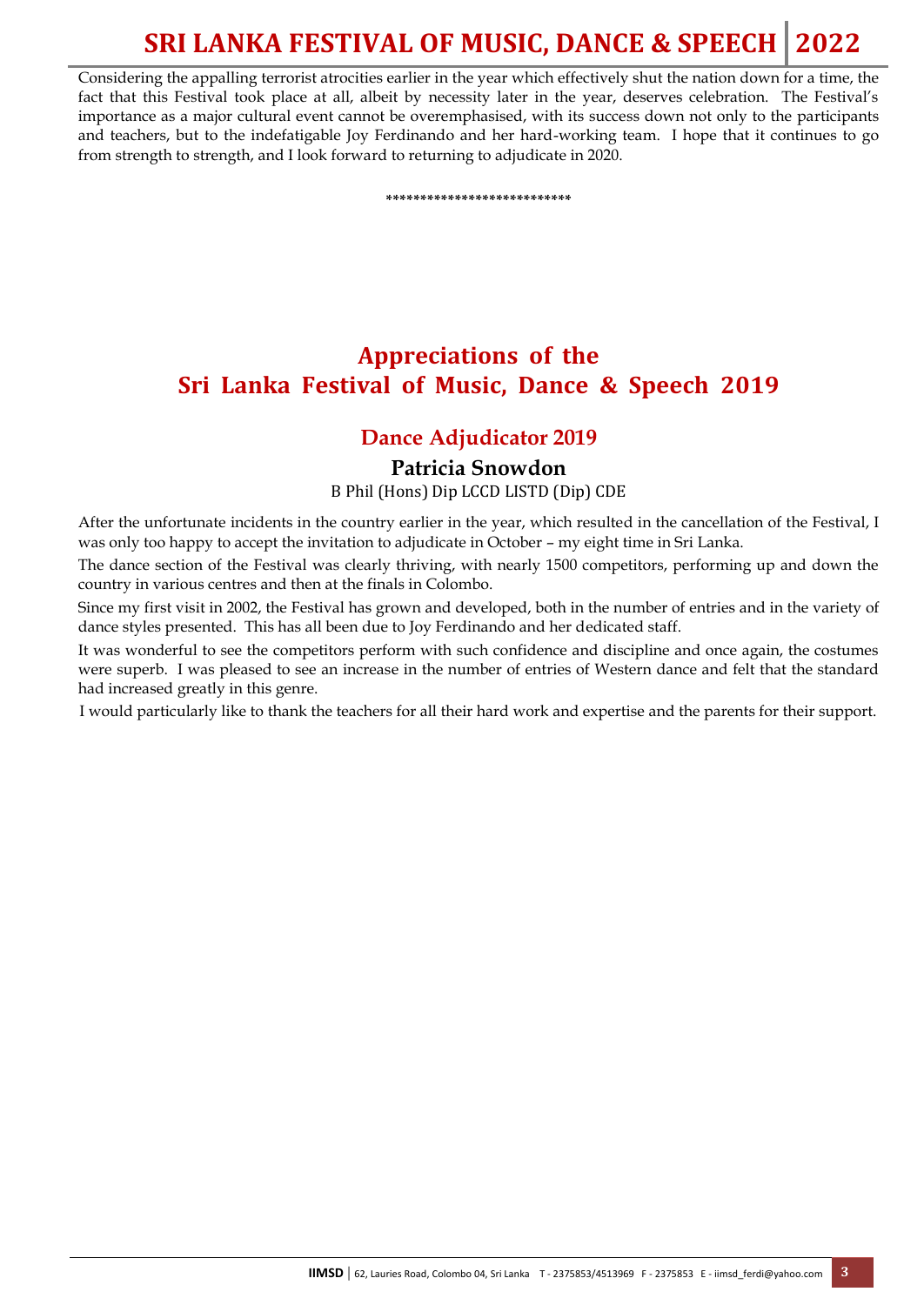Considering the appalling terrorist atrocities earlier in the year which effectively shut the nation down for a time, the fact that this Festival took place at all, albeit by necessity later in the year, deserves celebration. The Festival's importance as a major cultural event cannot be overemphasised, with its success down not only to the participants and teachers, but to the indefatigable Joy Ferdinando and her hard-working team. I hope that it continues to go from strength to strength, and I look forward to returning to adjudicate in 2020.

**************************

# Appreciations of the Sri Lanka Festival of Music, Dance & Speech 2019

## Dance Adjudicator 2019

### Patricia Snowdon

B Phil (Hons) Dip LCCD LISTD (Dip) CDE

After the unfortunate incidents in the country earlier in the year, which resulted in the cancellation of the Festival, I was only too happy to accept the invitation to adjudicate in October – my eight time in Sri Lanka.

The dance section of the Festival was clearly thriving, with nearly 1500 competitors, performing up and down the country in various centres and then at the finals in Colombo.

Since my first visit in 2002, the Festival has grown and developed, both in the number of entries and in the variety of dance styles presented. This has all been due to Joy Ferdinando and her dedicated staff.

It was wonderful to see the competitors perform with such confidence and discipline and once again, the costumes were superb. I was pleased to see an increase in the number of entries of Western dance and felt that the standard had increased greatly in this genre.

I would particularly like to thank the teachers for all their hard work and expertise and the parents for their support.